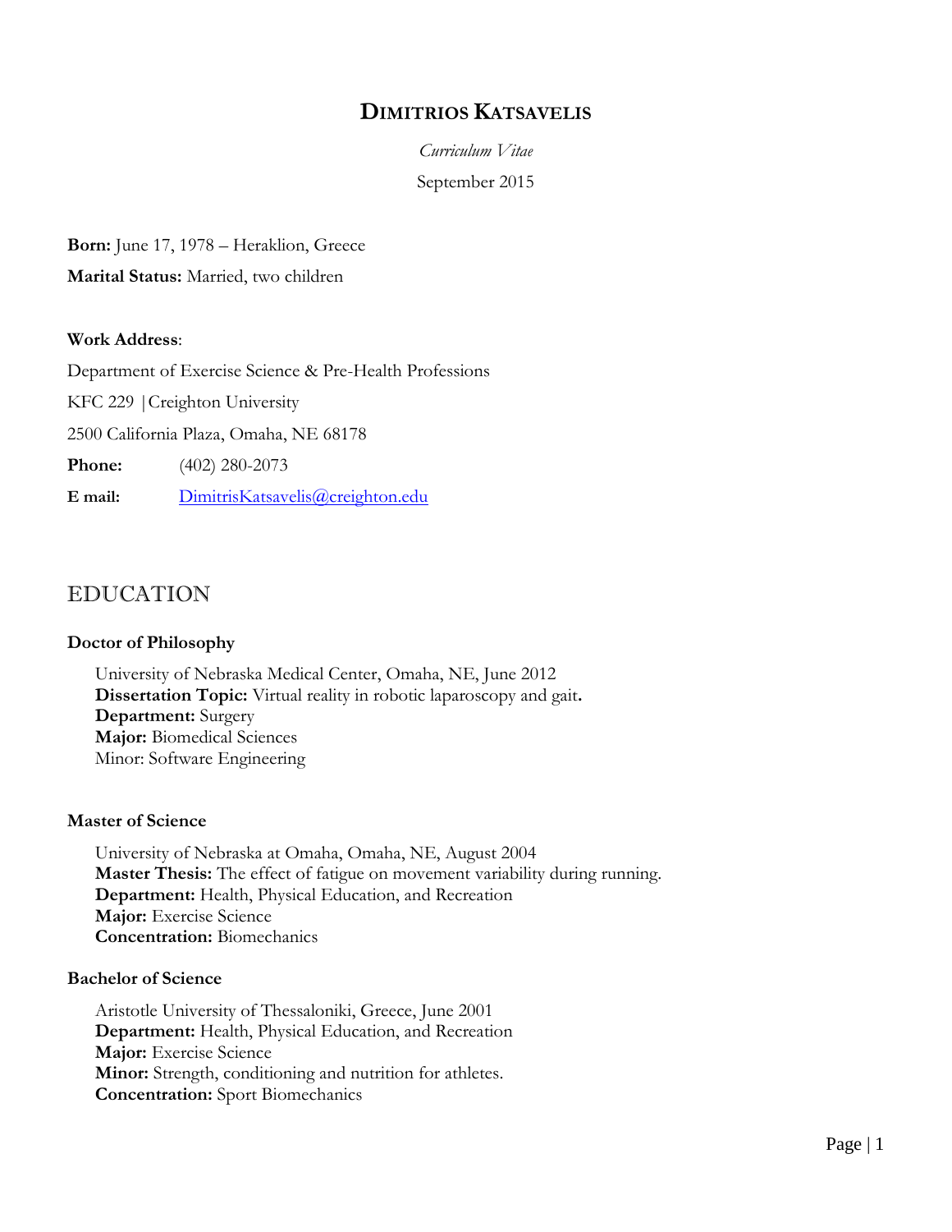# DIMITRIOS KATSAVELIS

*Curriculum Vitae*

September 2015

**Born:** June 17, 1978 – Heraklion, Greece

**Marital Status:** Married, two children

**Work Address**:

Department of Exercise Science & Pre-Health Professions

KFC 229 | Creighton University

2500 California Plaza, Omaha, NE 68178

**Phone:** (402) 280-2073

**E mail:** DimitrisKatsavelis@creighton.edu

## EDUCATION

### Doctor of Philosophy

University of Nebraska Medical Center, Omaha, NE, June 2012
**Dissertation Topic:** Virtual reality in robotic laparoscopy and gait**.**
**Department:** Surgery
**Major:** Biomedical Sciences
Minor: Software Engineering

### Master of Science

University of Nebraska at Omaha, Omaha, NE, August 2004
**Master Thesis:** The effect of fatigue on movement variability during running.
**Department:** Health, Physical Education, and Recreation
**Major:** Exercise Science
**Concentration:** Biomechanics

### Bachelor of Science

Aristotle University of Thessaloniki, Greece, June 2001
**Department:** Health, Physical Education, and Recreation
**Major:** Exercise Science
**Minor:** Strength, conditioning and nutrition for athletes.
**Concentration:** Sport Biomechanics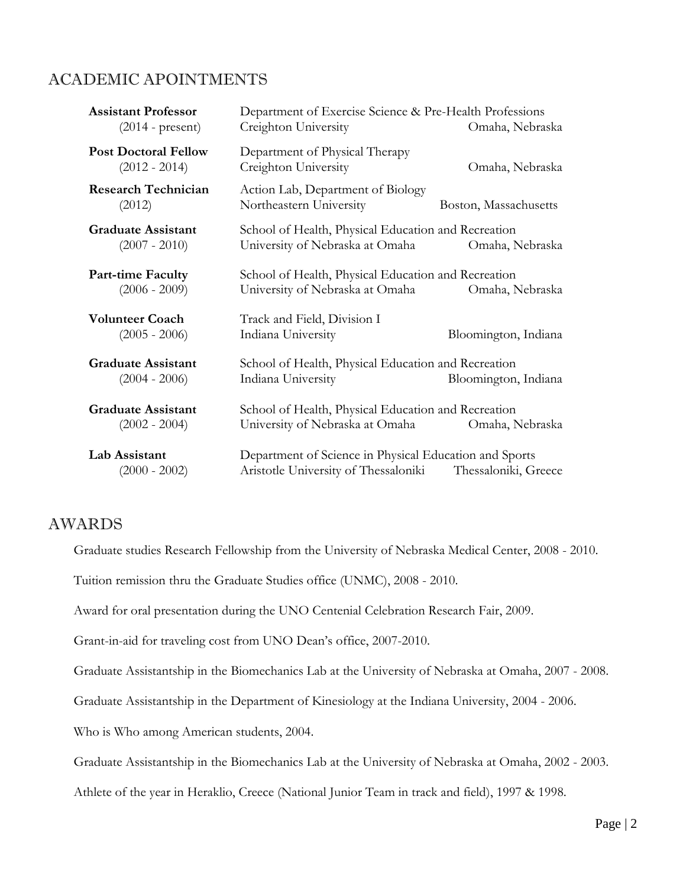## ACADEMIC APOINTMENTS

**Assistant Professor** (2014 - present)
Department of Exercise Science & Pre-Health Professions
Creighton University — Omaha, Nebraska

**Post Doctoral Fellow** (2012 - 2014)
Department of Physical Therapy
Creighton University — Omaha, Nebraska

**Research Technician** (2012)
Action Lab, Department of Biology
Northeastern University — Boston, Massachusetts

**Graduate Assistant** (2007 - 2010)
School of Health, Physical Education and Recreation
University of Nebraska at Omaha — Omaha, Nebraska

**Part-time Faculty** (2006 - 2009)
School of Health, Physical Education and Recreation
University of Nebraska at Omaha — Omaha, Nebraska

**Volunteer Coach** (2005 - 2006)
Track and Field, Division I
Indiana University — Bloomington, Indiana

**Graduate Assistant** (2004 - 2006)
School of Health, Physical Education and Recreation
Indiana University — Bloomington, Indiana

**Graduate Assistant** (2002 - 2004)
School of Health, Physical Education and Recreation
University of Nebraska at Omaha — Omaha, Nebraska

**Lab Assistant** (2000 - 2002)
Department of Science in Physical Education and Sports
Aristotle University of Thessaloniki — Thessaloniki, Greece

## AWARDS

Graduate studies Research Fellowship from the University of Nebraska Medical Center, 2008 - 2010.

Tuition remission thru the Graduate Studies office (UNMC), 2008 - 2010.

Award for oral presentation during the UNO Centenial Celebration Research Fair, 2009.

Grant-in-aid for traveling cost from UNO Dean's office, 2007-2010.

Graduate Assistantship in the Biomechanics Lab at the University of Nebraska at Omaha, 2007 - 2008.

Graduate Assistantship in the Department of Kinesiology at the Indiana University, 2004 - 2006.

Who is Who among American students, 2004.

Graduate Assistantship in the Biomechanics Lab at the University of Nebraska at Omaha, 2002 - 2003.

Athlete of the year in Heraklio, Creece (National Junior Team in track and field), 1997 & 1998.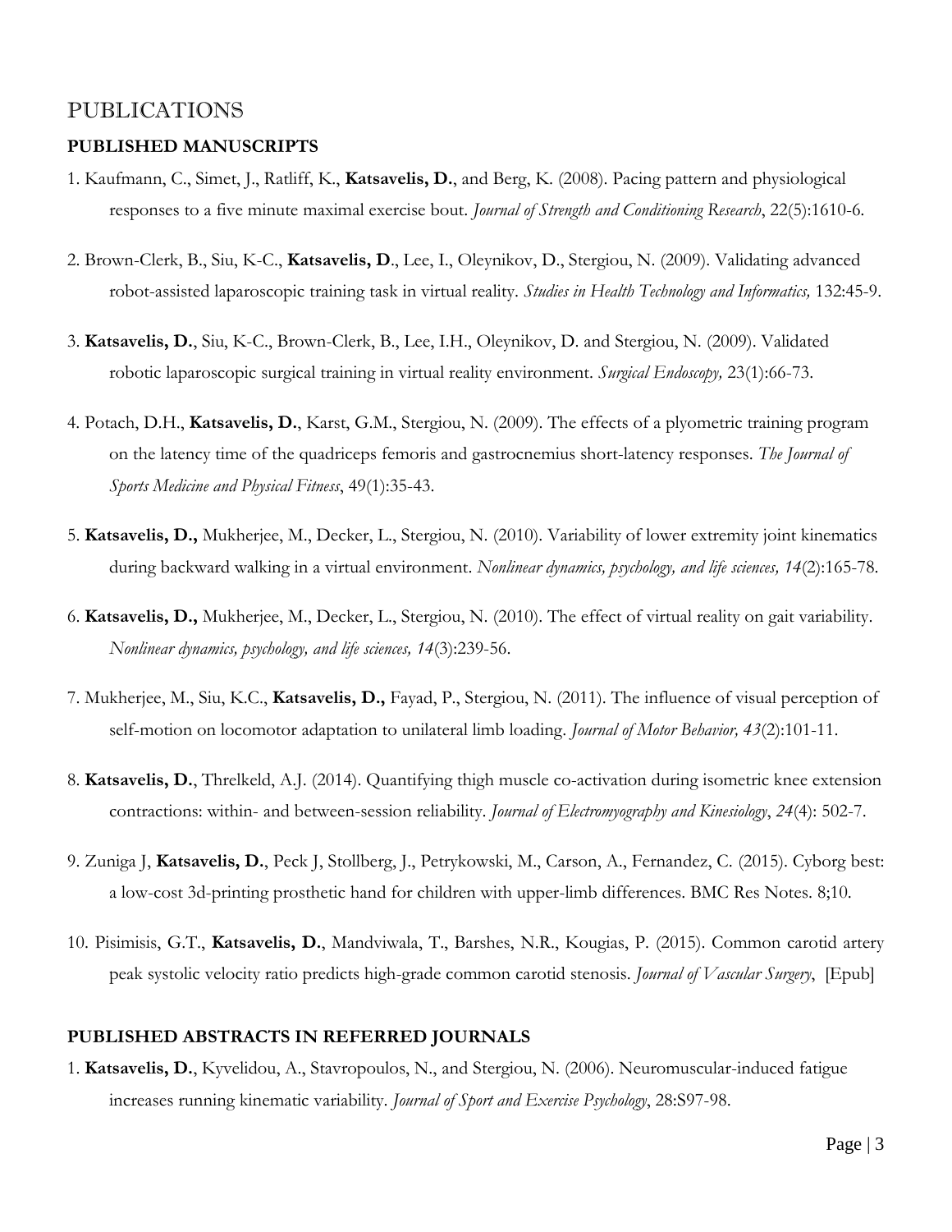# PUBLICATIONS

## PUBLISHED MANUSCRIPTS

1. Kaufmann, C., Simet, J., Ratliff, K., **Katsavelis, D.**, and Berg, K. (2008). Pacing pattern and physiological responses to a five minute maximal exercise bout. *Journal of Strength and Conditioning Research*, 22(5):1610-6.

2. Brown-Clerk, B., Siu, K-C., **Katsavelis, D**., Lee, I., Oleynikov, D., Stergiou, N. (2009). Validating advanced robot-assisted laparoscopic training task in virtual reality. *Studies in Health Technology and Informatics,* 132:45-9.

3. **Katsavelis, D.**, Siu, K-C., Brown-Clerk, B., Lee, I.H., Oleynikov, D. and Stergiou, N. (2009). Validated robotic laparoscopic surgical training in virtual reality environment. *Surgical Endoscopy,* 23(1):66-73.

4. Potach, D.H., **Katsavelis, D.**, Karst, G.M., Stergiou, N. (2009). The effects of a plyometric training program on the latency time of the quadriceps femoris and gastrocnemius short-latency responses. *The Journal of Sports Medicine and Physical Fitness*, 49(1):35-43.

5. **Katsavelis, D.,** Mukherjee, M., Decker, L., Stergiou, N. (2010). Variability of lower extremity joint kinematics during backward walking in a virtual environment. *Nonlinear dynamics, psychology, and life sciences, 14*(2):165-78.

6. **Katsavelis, D.,** Mukherjee, M., Decker, L., Stergiou, N. (2010). The effect of virtual reality on gait variability. *Nonlinear dynamics, psychology, and life sciences, 14*(3):239-56.

7. Mukherjee, M., Siu, K.C., **Katsavelis, D.,** Fayad, P., Stergiou, N. (2011). The influence of visual perception of self-motion on locomotor adaptation to unilateral limb loading. *Journal of Motor Behavior, 43*(2):101-11.

8. **Katsavelis, D.**, Threlkeld, A.J. (2014). Quantifying thigh muscle co-activation during isometric knee extension contractions: within- and between-session reliability. *Journal of Electromyography and Kinesiology*, *24*(4): 502-7.

9. Zuniga J, **Katsavelis, D.**, Peck J, Stollberg, J., Petrykowski, M., Carson, A., Fernandez, C. (2015). Cyborg best: a low-cost 3d-printing prosthetic hand for children with upper-limb differences. BMC Res Notes. 8;10.

10. Pisimisis, G.T., **Katsavelis, D.**, Mandviwala, T., Barshes, N.R., Kougias, P. (2015). Common carotid artery peak systolic velocity ratio predicts high-grade common carotid stenosis. *Journal of Vascular Surgery*, [Epub]

## PUBLISHED ABSTRACTS IN REFERRED JOURNALS

1. **Katsavelis, D.**, Kyvelidou, A., Stavropoulos, N., and Stergiou, N. (2006). Neuromuscular-induced fatigue increases running kinematic variability. *Journal of Sport and Exercise Psychology*, 28:S97-98.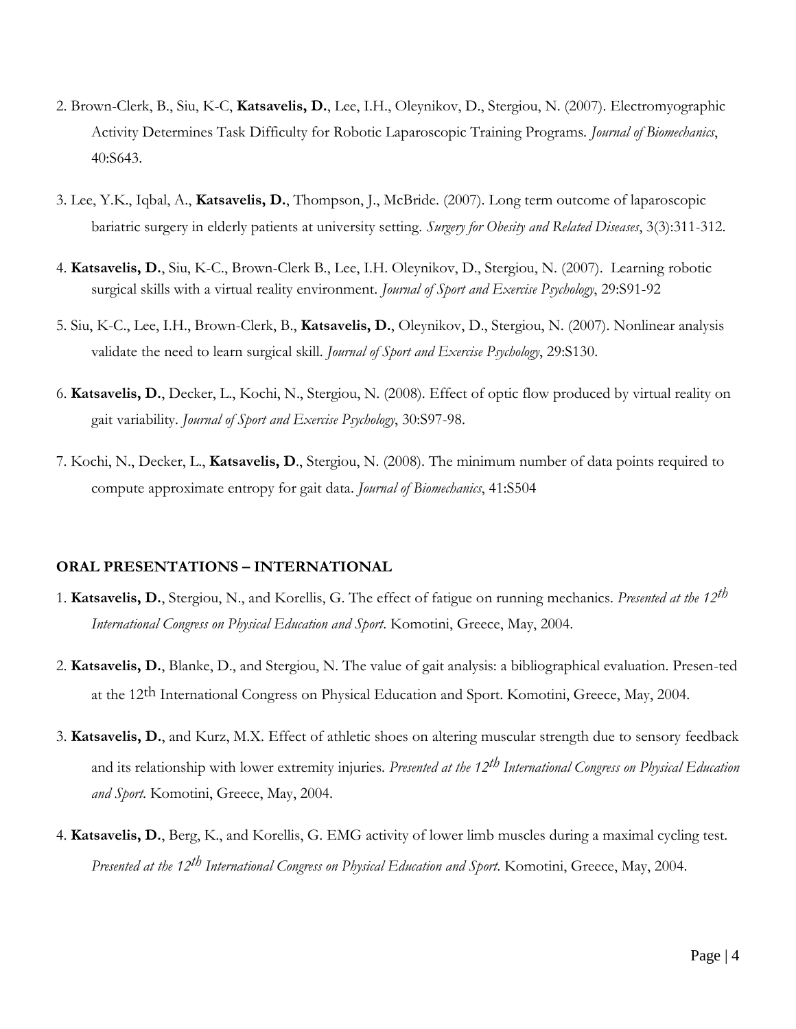2. Brown-Clerk, B., Siu, K-C, **Katsavelis, D.**, Lee, I.H., Oleynikov, D., Stergiou, N. (2007). Electromyographic Activity Determines Task Difficulty for Robotic Laparoscopic Training Programs. *Journal of Biomechanics*, 40:S643.

3. Lee, Y.K., Iqbal, A., **Katsavelis, D.**, Thompson, J., McBride. (2007). Long term outcome of laparoscopic bariatric surgery in elderly patients at university setting. *Surgery for Obesity and Related Diseases*, 3(3):311-312.

4. **Katsavelis, D.**, Siu, K-C., Brown-Clerk B., Lee, I.H. Oleynikov, D., Stergiou, N. (2007). Learning robotic surgical skills with a virtual reality environment. *Journal of Sport and Exercise Psychology*, 29:S91-92

5. Siu, K-C., Lee, I.H., Brown-Clerk, B., **Katsavelis, D.**, Oleynikov, D., Stergiou, N. (2007). Nonlinear analysis validate the need to learn surgical skill. *Journal of Sport and Exercise Psychology*, 29:S130.

6. **Katsavelis, D.**, Decker, L., Kochi, N., Stergiou, N. (2008). Effect of optic flow produced by virtual reality on gait variability. *Journal of Sport and Exercise Psychology*, 30:S97-98.

7. Kochi, N., Decker, L., **Katsavelis, D**., Stergiou, N. (2008). The minimum number of data points required to compute approximate entropy for gait data. *Journal of Biomechanics*, 41:S504

**ORAL PRESENTATIONS – INTERNATIONAL**

1. **Katsavelis, D.**, Stergiou, N., and Korellis, G. The effect of fatigue on running mechanics. *Presented at the 12th International Congress on Physical Education and Sport*. Komotini, Greece, May, 2004.

2. **Katsavelis, D.**, Blanke, D., and Stergiou, N. The value of gait analysis: a bibliographical evaluation. Presen-ted at the 12th International Congress on Physical Education and Sport. Komotini, Greece, May, 2004.

3. **Katsavelis, D.**, and Kurz, M.X. Effect of athletic shoes on altering muscular strength due to sensory feedback and its relationship with lower extremity injuries. *Presented at the 12th International Congress on Physical Education and Sport.* Komotini, Greece, May, 2004.

4. **Katsavelis, D.**, Berg, K., and Korellis, G. EMG activity of lower limb muscles during a maximal cycling test. *Presented at the 12th International Congress on Physical Education and Sport*. Komotini, Greece, May, 2004.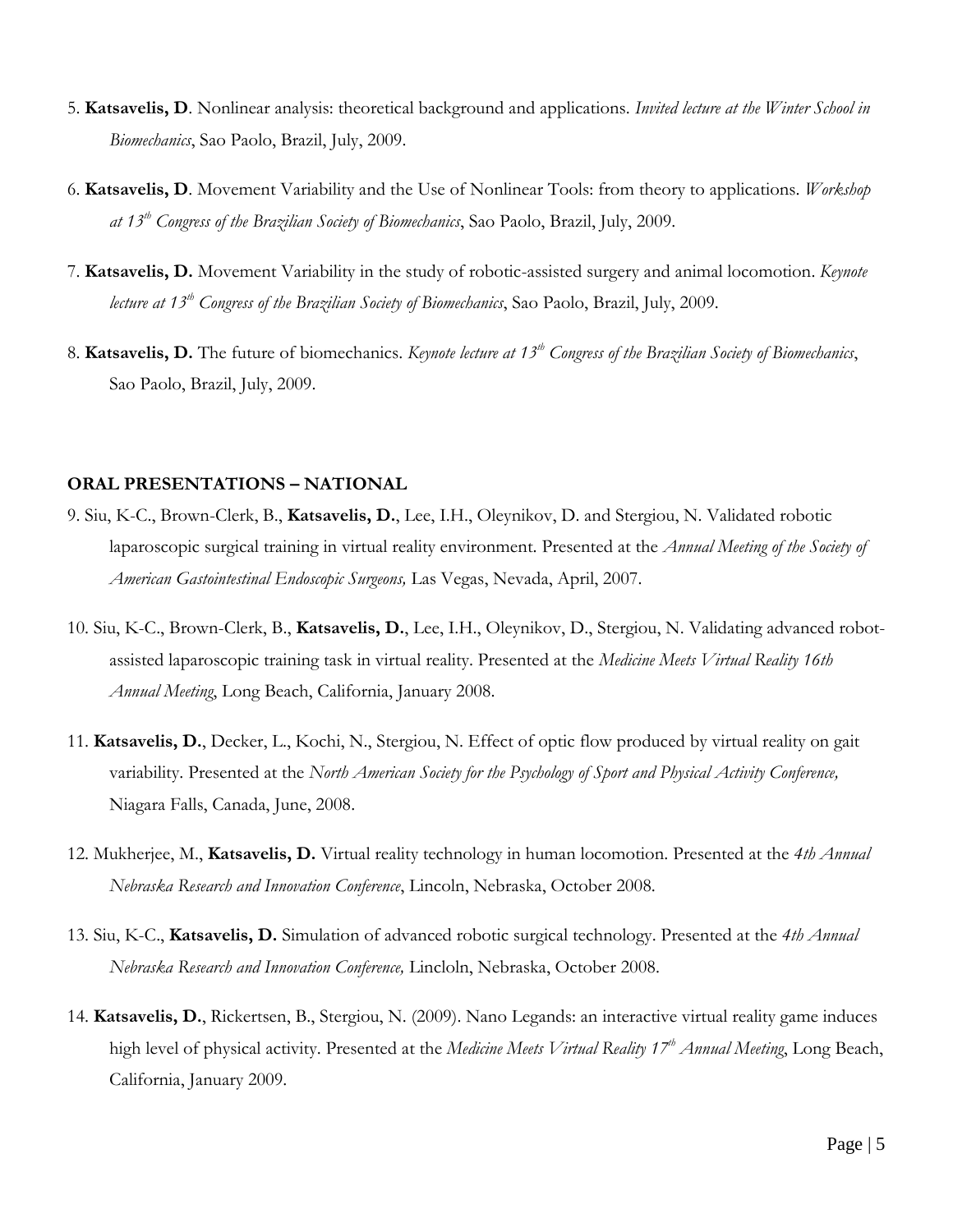5. **Katsavelis, D**. Nonlinear analysis: theoretical background and applications. *Invited lecture at the Winter School in Biomechanics*, Sao Paolo, Brazil, July, 2009.

6. **Katsavelis, D**. Movement Variability and the Use of Nonlinear Tools: from theory to applications. *Workshop at 13th Congress of the Brazilian Society of Biomechanics*, Sao Paolo, Brazil, July, 2009.

7. **Katsavelis, D.** Movement Variability in the study of robotic-assisted surgery and animal locomotion. *Keynote lecture at 13th Congress of the Brazilian Society of Biomechanics*, Sao Paolo, Brazil, July, 2009.

8. **Katsavelis, D.** The future of biomechanics. *Keynote lecture at 13th Congress of the Brazilian Society of Biomechanics*, Sao Paolo, Brazil, July, 2009.

**ORAL PRESENTATIONS – NATIONAL**

9. Siu, K-C., Brown-Clerk, B., **Katsavelis, D.**, Lee, I.H., Oleynikov, D. and Stergiou, N. Validated robotic laparoscopic surgical training in virtual reality environment. Presented at the *Annual Meeting of the Society of American Gastointestinal Endoscopic Surgeons,* Las Vegas, Nevada, April, 2007.

10. Siu, K-C., Brown-Clerk, B., **Katsavelis, D.**, Lee, I.H., Oleynikov, D., Stergiou, N. Validating advanced robot-assisted laparoscopic training task in virtual reality. Presented at the *Medicine Meets Virtual Reality 16th Annual Meeting*, Long Beach, California, January 2008.

11. **Katsavelis, D.**, Decker, L., Kochi, N., Stergiou, N. Effect of optic flow produced by virtual reality on gait variability. Presented at the *North American Society for the Psychology of Sport and Physical Activity Conference,* Niagara Falls, Canada, June, 2008.

12. Mukherjee, M., **Katsavelis, D.** Virtual reality technology in human locomotion. Presented at the *4th Annual Nebraska Research and Innovation Conference*, Lincoln, Nebraska, October 2008.

13. Siu, K-C., **Katsavelis, D.** Simulation of advanced robotic surgical technology. Presented at the *4th Annual Nebraska Research and Innovation Conference,* Lincloln, Nebraska, October 2008.

14. **Katsavelis, D.**, Rickertsen, B., Stergiou, N. (2009). Nano Legands: an interactive virtual reality game induces high level of physical activity. Presented at the *Medicine Meets Virtual Reality 17th Annual Meeting*, Long Beach, California, January 2009.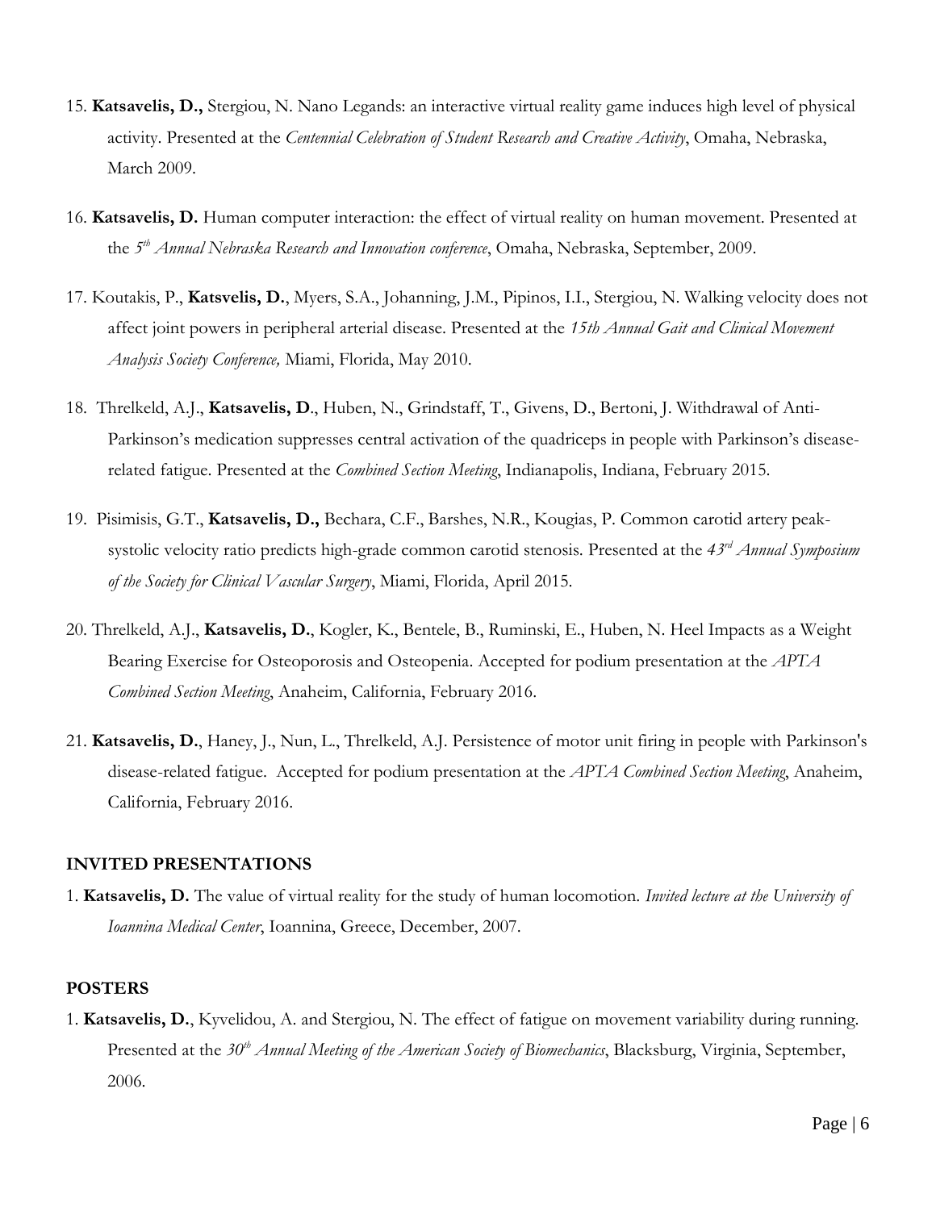15. **Katsavelis, D.,** Stergiou, N. Nano Legands: an interactive virtual reality game induces high level of physical activity. Presented at the *Centennial Celebration of Student Research and Creative Activity*, Omaha, Nebraska, March 2009.

16. **Katsavelis, D.** Human computer interaction: the effect of virtual reality on human movement. Presented at the *5th Annual Nebraska Research and Innovation conference*, Omaha, Nebraska, September, 2009.

17. Koutakis, P., **Katsvelis, D.**, Myers, S.A., Johanning, J.M., Pipinos, I.I., Stergiou, N. Walking velocity does not affect joint powers in peripheral arterial disease. Presented at the *15th Annual Gait and Clinical Movement Analysis Society Conference,* Miami, Florida, May 2010.

18. Threlkeld, A.J., **Katsavelis, D**., Huben, N., Grindstaff, T., Givens, D., Bertoni, J. Withdrawal of Anti-Parkinson's medication suppresses central activation of the quadriceps in people with Parkinson's disease-related fatigue. Presented at the *Combined Section Meeting*, Indianapolis, Indiana, February 2015.

19. Pisimisis, G.T., **Katsavelis, D.,** Bechara, C.F., Barshes, N.R., Kougias, P. Common carotid artery peak-systolic velocity ratio predicts high-grade common carotid stenosis. Presented at the *43rd Annual Symposium of the Society for Clinical Vascular Surgery*, Miami, Florida, April 2015.

20. Threlkeld, A.J., **Katsavelis, D.**, Kogler, K., Bentele, B., Ruminski, E., Huben, N. Heel Impacts as a Weight Bearing Exercise for Osteoporosis and Osteopenia. Accepted for podium presentation at the *APTA Combined Section Meeting*, Anaheim, California, February 2016.

21. **Katsavelis, D.**, Haney, J., Nun, L., Threlkeld, A.J. Persistence of motor unit firing in people with Parkinson's disease-related fatigue. Accepted for podium presentation at the *APTA Combined Section Meeting*, Anaheim, California, February 2016.

## INVITED PRESENTATIONS

1. **Katsavelis, D.** The value of virtual reality for the study of human locomotion. *Invited lecture at the University of Ioannina Medical Center*, Ioannina, Greece, December, 2007.

## POSTERS

1. **Katsavelis, D.**, Kyvelidou, A. and Stergiou, N. The effect of fatigue on movement variability during running. Presented at the *30th Annual Meeting of the American Society of Biomechanics*, Blacksburg, Virginia, September, 2006.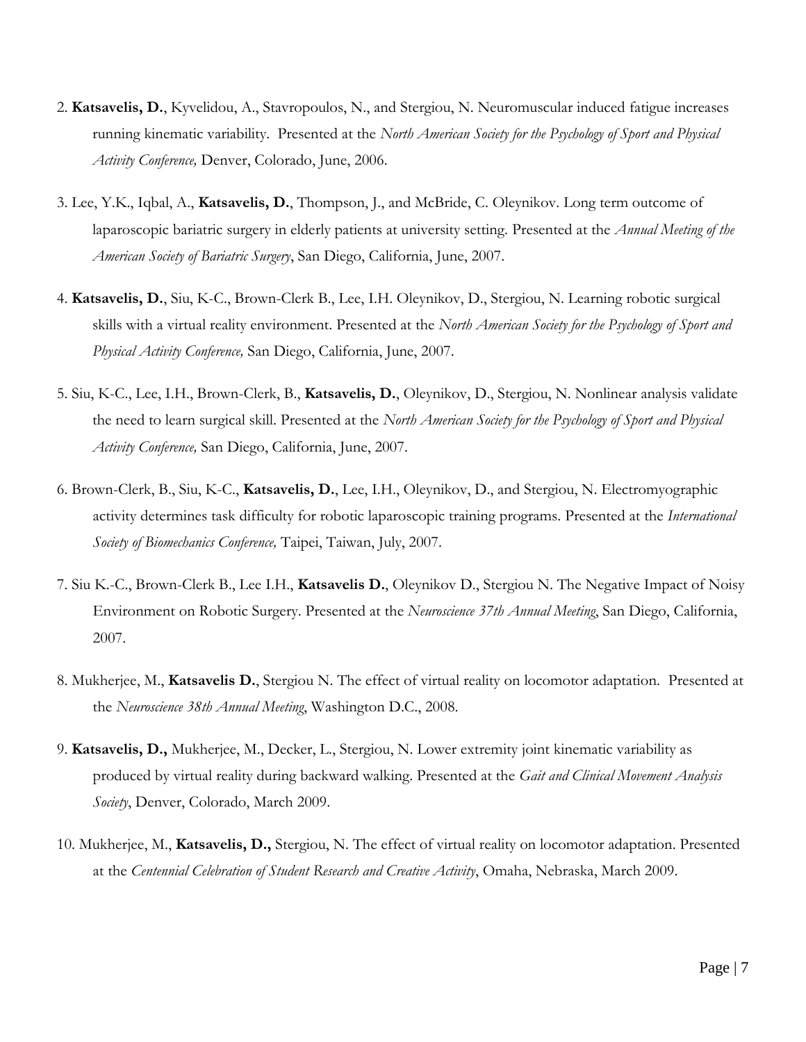2. **Katsavelis, D.**, Kyvelidou, A., Stavropoulos, N., and Stergiou, N. Neuromuscular induced fatigue increases running kinematic variability. Presented at the *North American Society for the Psychology of Sport and Physical Activity Conference,* Denver, Colorado, June, 2006.

3. Lee, Y.K., Iqbal, A., **Katsavelis, D.**, Thompson, J., and McBride, C. Oleynikov. Long term outcome of laparoscopic bariatric surgery in elderly patients at university setting. Presented at the *Annual Meeting of the American Society of Bariatric Surgery*, San Diego, California, June, 2007.

4. **Katsavelis, D.**, Siu, K-C., Brown-Clerk B., Lee, I.H. Oleynikov, D., Stergiou, N. Learning robotic surgical skills with a virtual reality environment. Presented at the *North American Society for the Psychology of Sport and Physical Activity Conference,* San Diego, California, June, 2007.

5. Siu, K-C., Lee, I.H., Brown-Clerk, B., **Katsavelis, D.**, Oleynikov, D., Stergiou, N. Nonlinear analysis validate the need to learn surgical skill. Presented at the *North American Society for the Psychology of Sport and Physical Activity Conference,* San Diego, California, June, 2007.

6. Brown-Clerk, B., Siu, K-C., **Katsavelis, D.**, Lee, I.H., Oleynikov, D., and Stergiou, N. Electromyographic activity determines task difficulty for robotic laparoscopic training programs. Presented at the *International Society of Biomechanics Conference,* Taipei, Taiwan, July, 2007.

7. Siu K.-C., Brown-Clerk B., Lee I.H., **Katsavelis D.**, Oleynikov D., Stergiou N. The Negative Impact of Noisy Environment on Robotic Surgery. Presented at the *Neuroscience 37th Annual Meeting*, San Diego, California, 2007.

8. Mukherjee, M., **Katsavelis D.**, Stergiou N. The effect of virtual reality on locomotor adaptation. Presented at the *Neuroscience 38th Annual Meeting*, Washington D.C., 2008.

9. **Katsavelis, D.,** Mukherjee, M., Decker, L., Stergiou, N. Lower extremity joint kinematic variability as produced by virtual reality during backward walking. Presented at the *Gait and Clinical Movement Analysis Society*, Denver, Colorado, March 2009.

10. Mukherjee, M., **Katsavelis, D.,** Stergiou, N. The effect of virtual reality on locomotor adaptation. Presented at the *Centennial Celebration of Student Research and Creative Activity*, Omaha, Nebraska, March 2009.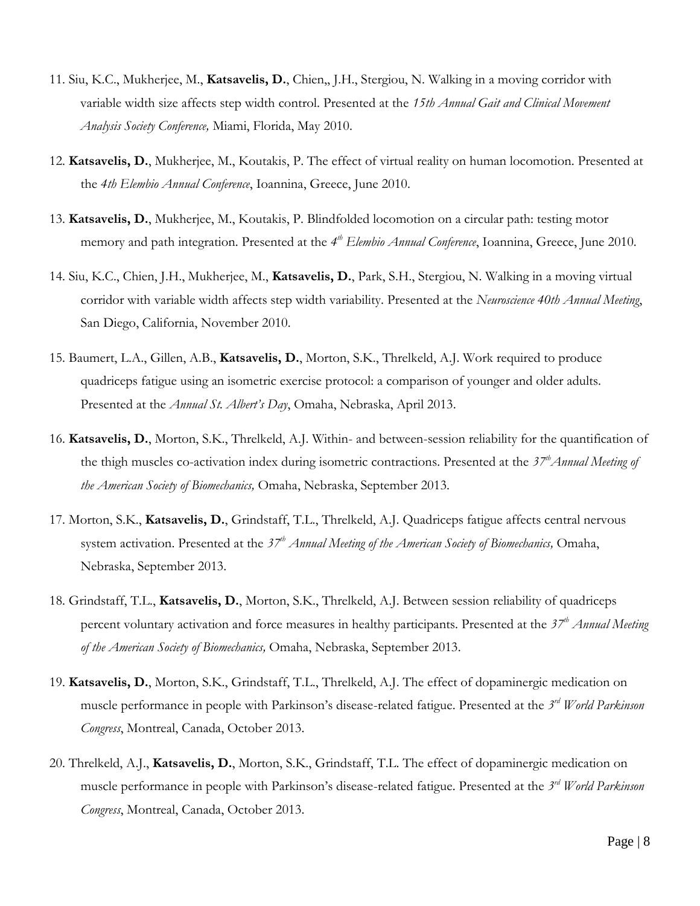11. Siu, K.C., Mukherjee, M., **Katsavelis, D.**, Chien,, J.H., Stergiou, N. Walking in a moving corridor with variable width size affects step width control. Presented at the *15th Annual Gait and Clinical Movement Analysis Society Conference,* Miami, Florida, May 2010.

12. **Katsavelis, D.**, Mukherjee, M., Koutakis, P. The effect of virtual reality on human locomotion. Presented at the *4th Elembio Annual Conference*, Ioannina, Greece, June 2010.

13. **Katsavelis, D.**, Mukherjee, M., Koutakis, P. Blindfolded locomotion on a circular path: testing motor memory and path integration. Presented at the *4th Elembio Annual Conference*, Ioannina, Greece, June 2010.

14. Siu, K.C., Chien, J.H., Mukherjee, M., **Katsavelis, D.**, Park, S.H., Stergiou, N. Walking in a moving virtual corridor with variable width affects step width variability. Presented at the *Neuroscience 40th Annual Meeting*, San Diego, California, November 2010.

15. Baumert, L.A., Gillen, A.B., **Katsavelis, D.**, Morton, S.K., Threlkeld, A.J. Work required to produce quadriceps fatigue using an isometric exercise protocol: a comparison of younger and older adults. Presented at the *Annual St. Albert's Day*, Omaha, Nebraska, April 2013.

16. **Katsavelis, D.**, Morton, S.K., Threlkeld, A.J. Within- and between-session reliability for the quantification of the thigh muscles co-activation index during isometric contractions. Presented at the *37th Annual Meeting of the American Society of Biomechanics,* Omaha, Nebraska, September 2013.

17. Morton, S.K., **Katsavelis, D.**, Grindstaff, T.L., Threlkeld, A.J. Quadriceps fatigue affects central nervous system activation. Presented at the *37th Annual Meeting of the American Society of Biomechanics,* Omaha, Nebraska, September 2013.

18. Grindstaff, T.L., **Katsavelis, D.**, Morton, S.K., Threlkeld, A.J. Between session reliability of quadriceps percent voluntary activation and force measures in healthy participants. Presented at the *37th Annual Meeting of the American Society of Biomechanics,* Omaha, Nebraska, September 2013.

19. **Katsavelis, D.**, Morton, S.K., Grindstaff, T.L., Threlkeld, A.J. The effect of dopaminergic medication on muscle performance in people with Parkinson's disease-related fatigue. Presented at the *3rd World Parkinson Congress*, Montreal, Canada, October 2013.

20. Threlkeld, A.J., **Katsavelis, D.**, Morton, S.K., Grindstaff, T.L. The effect of dopaminergic medication on muscle performance in people with Parkinson's disease-related fatigue. Presented at the *3rd World Parkinson Congress*, Montreal, Canada, October 2013.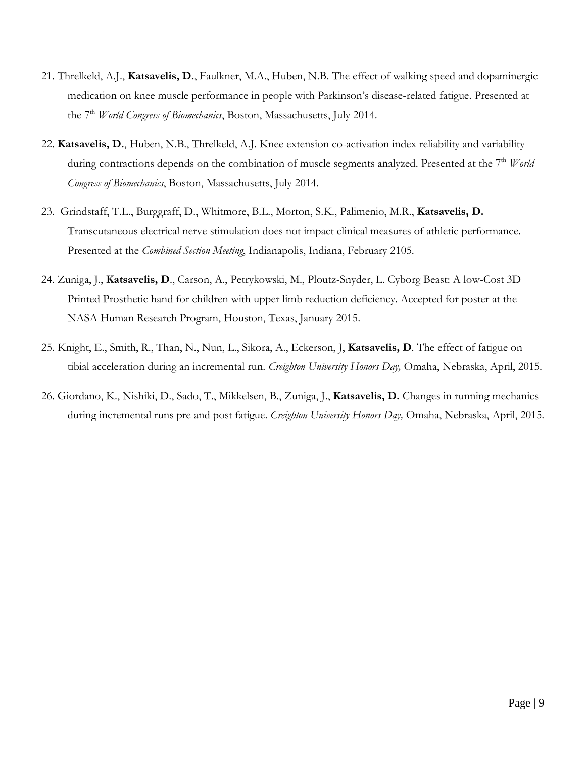21. Threlkeld, A.J., **Katsavelis, D.**, Faulkner, M.A., Huben, N.B. The effect of walking speed and dopaminergic medication on knee muscle performance in people with Parkinson's disease-related fatigue. Presented at the 7th *World Congress of Biomechanics*, Boston, Massachusetts, July 2014.

22. **Katsavelis, D.**, Huben, N.B., Threlkeld, A.J. Knee extension co-activation index reliability and variability during contractions depends on the combination of muscle segments analyzed. Presented at the 7th *World Congress of Biomechanics*, Boston, Massachusetts, July 2014.

23. Grindstaff, T.L., Burggraff, D., Whitmore, B.L., Morton, S.K., Palimenio, M.R., **Katsavelis, D.** Transcutaneous electrical nerve stimulation does not impact clinical measures of athletic performance. Presented at the *Combined Section Meeting*, Indianapolis, Indiana, February 2105.

24. Zuniga, J., **Katsavelis, D**., Carson, A., Petrykowski, M., Ploutz-Snyder, L. Cyborg Beast: A low-Cost 3D Printed Prosthetic hand for children with upper limb reduction deficiency. Accepted for poster at the NASA Human Research Program, Houston, Texas, January 2015.

25. Knight, E., Smith, R., Than, N., Nun, L., Sikora, A., Eckerson, J, **Katsavelis, D**. The effect of fatigue on tibial acceleration during an incremental run. *Creighton University Honors Day,* Omaha, Nebraska, April, 2015.

26. Giordano, K., Nishiki, D., Sado, T., Mikkelsen, B., Zuniga, J., **Katsavelis, D.** Changes in running mechanics during incremental runs pre and post fatigue. *Creighton University Honors Day,* Omaha, Nebraska, April, 2015.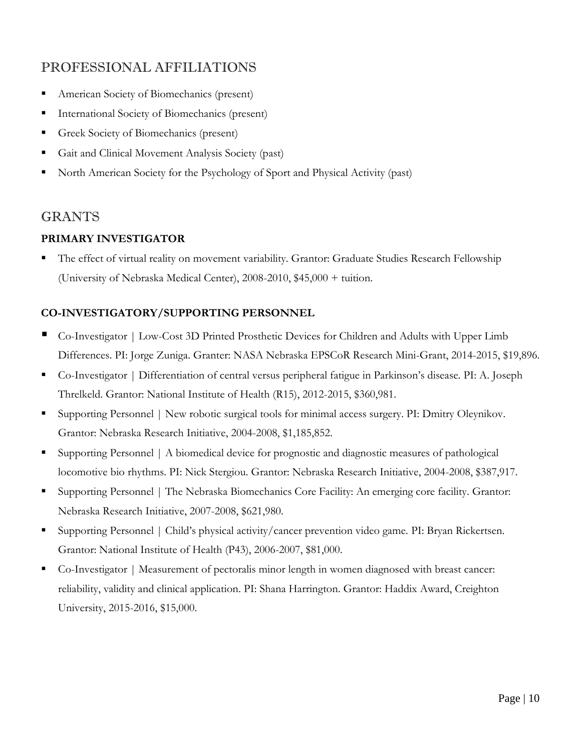## PROFESSIONAL AFFILIATIONS

- American Society of Biomechanics (present)
- International Society of Biomechanics (present)
- Greek Society of Biomechanics (present)
- Gait and Clinical Movement Analysis Society (past)
- North American Society for the Psychology of Sport and Physical Activity (past)

## GRANTS

### PRIMARY INVESTIGATOR

- The effect of virtual reality on movement variability. Grantor: Graduate Studies Research Fellowship (University of Nebraska Medical Center), 2008-2010, $45,000 + tuition.

### CO-INVESTIGATORY/SUPPORTING PERSONNEL

- Co-Investigator | Low-Cost 3D Printed Prosthetic Devices for Children and Adults with Upper Limb Differences. PI: Jorge Zuniga. Granter: NASA Nebraska EPSCoR Research Mini-Grant, 2014-2015, $19,896.
- Co-Investigator | Differentiation of central versus peripheral fatigue in Parkinson's disease. PI: A. Joseph Threlkeld. Grantor: National Institute of Health (R15), 2012-2015, $360,981.
- Supporting Personnel | New robotic surgical tools for minimal access surgery. PI: Dmitry Oleynikov. Grantor: Nebraska Research Initiative, 2004-2008, $1,185,852.
- Supporting Personnel | A biomedical device for prognostic and diagnostic measures of pathological locomotive bio rhythms. PI: Nick Stergiou. Grantor: Nebraska Research Initiative, 2004-2008, $387,917.
- Supporting Personnel | The Nebraska Biomechanics Core Facility: An emerging core facility. Grantor: Nebraska Research Initiative, 2007-2008, $621,980.
- Supporting Personnel | Child's physical activity/cancer prevention video game. PI: Bryan Rickertsen. Grantor: National Institute of Health (P43), 2006-2007, $81,000.
- Co-Investigator | Measurement of pectoralis minor length in women diagnosed with breast cancer: reliability, validity and clinical application. PI: Shana Harrington. Grantor: Haddix Award, Creighton University, 2015-2016, $15,000.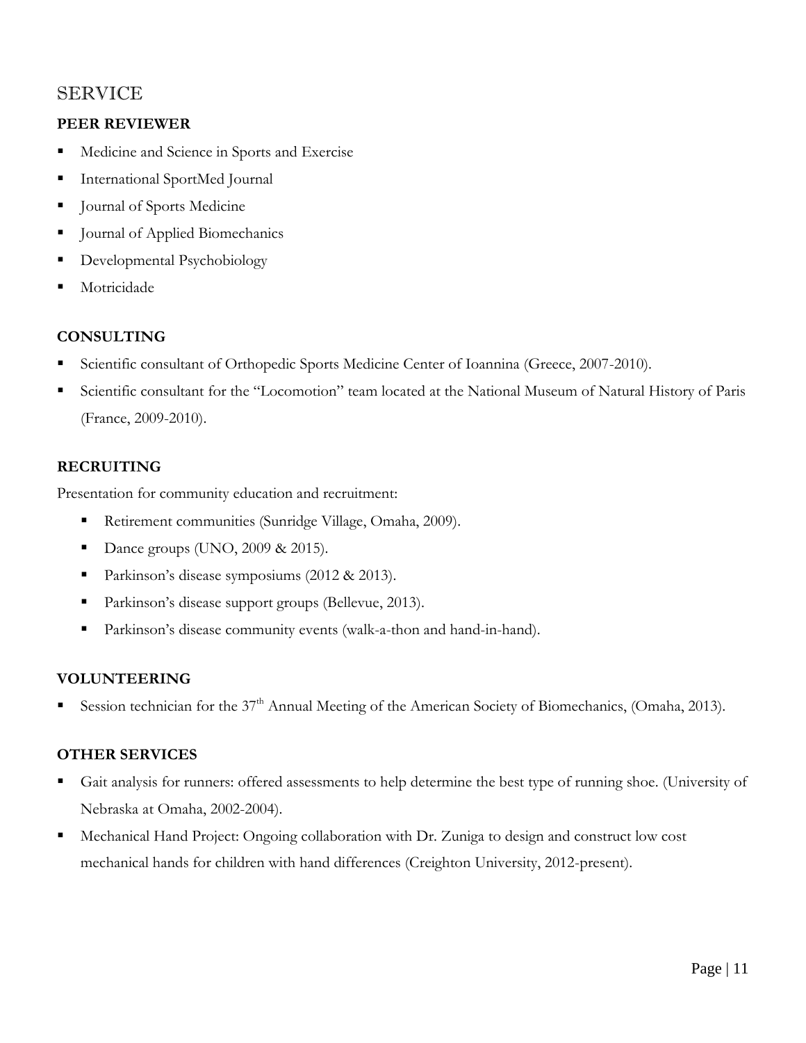# SERVICE

**PEER REVIEWER**

- Medicine and Science in Sports and Exercise
- International SportMed Journal
- Journal of Sports Medicine
- Journal of Applied Biomechanics
- Developmental Psychobiology
- Motricidade

**CONSULTING**

- Scientific consultant of Orthopedic Sports Medicine Center of Ioannina (Greece, 2007-2010).
- Scientific consultant for the "Locomotion" team located at the National Museum of Natural History of Paris (France, 2009-2010).

**RECRUITING**

Presentation for community education and recruitment:

- Retirement communities (Sunridge Village, Omaha, 2009).
- Dance groups (UNO, 2009 & 2015).
- Parkinson's disease symposiums (2012 & 2013).
- Parkinson's disease support groups (Bellevue, 2013).
- Parkinson's disease community events (walk-a-thon and hand-in-hand).

**VOLUNTEERING**

- Session technician for the 37th Annual Meeting of the American Society of Biomechanics, (Omaha, 2013).

**OTHER SERVICES**

- Gait analysis for runners: offered assessments to help determine the best type of running shoe. (University of Nebraska at Omaha, 2002-2004).
- Mechanical Hand Project: Ongoing collaboration with Dr. Zuniga to design and construct low cost mechanical hands for children with hand differences (Creighton University, 2012-present).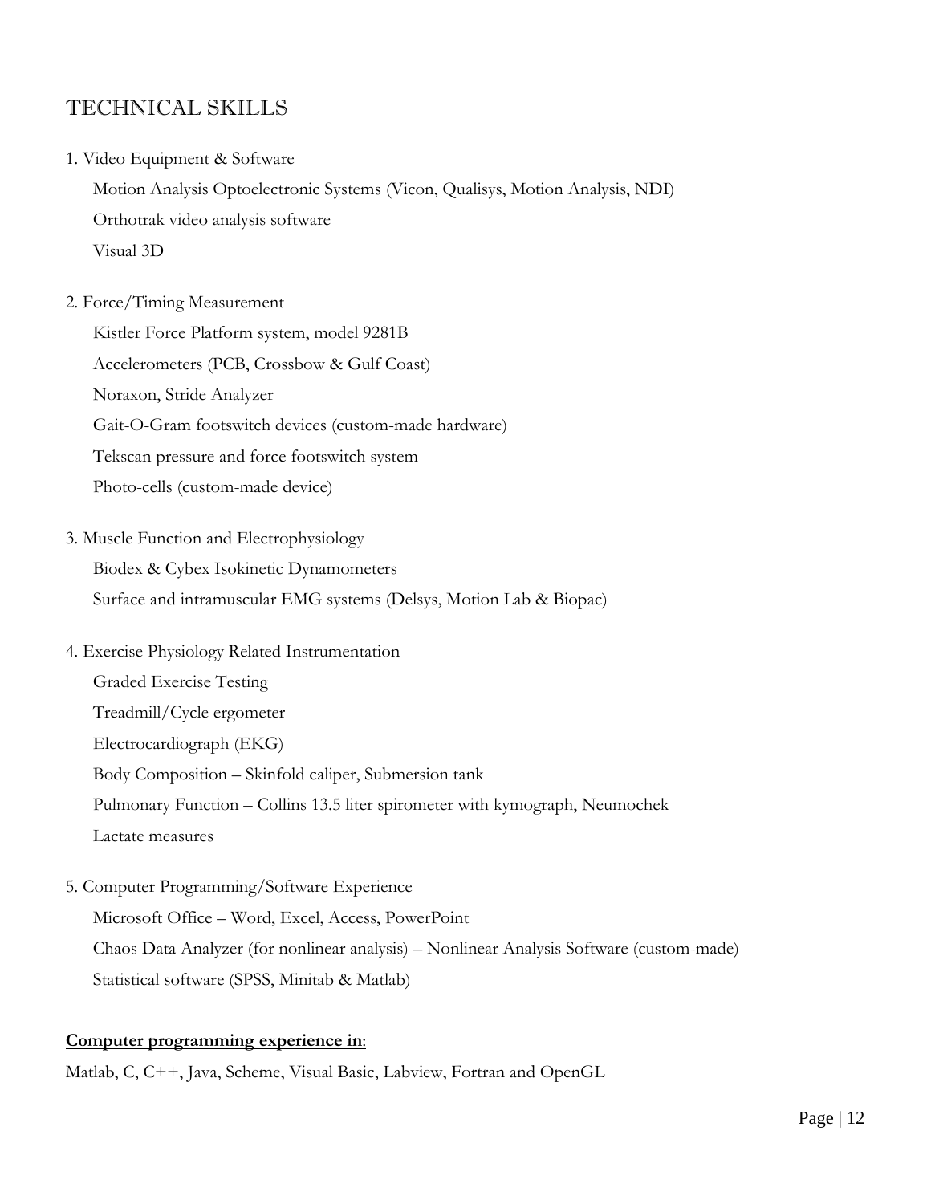## TECHNICAL SKILLS

1. Video Equipment & Software
   - Motion Analysis Optoelectronic Systems (Vicon, Qualisys, Motion Analysis, NDI)
   - Orthotrak video analysis software
   - Visual 3D

2. Force/Timing Measurement
   - Kistler Force Platform system, model 9281B
   - Accelerometers (PCB, Crossbow & Gulf Coast)
   - Noraxon, Stride Analyzer
   - Gait-O-Gram footswitch devices (custom-made hardware)
   - Tekscan pressure and force footswitch system
   - Photo-cells (custom-made device)

3. Muscle Function and Electrophysiology
   - Biodex & Cybex Isokinetic Dynamometers
   - Surface and intramuscular EMG systems (Delsys, Motion Lab & Biopac)

4. Exercise Physiology Related Instrumentation
   - Graded Exercise Testing
   - Treadmill/Cycle ergometer
   - Electrocardiograph (EKG)
   - Body Composition – Skinfold caliper, Submersion tank
   - Pulmonary Function – Collins 13.5 liter spirometer with kymograph, Neumochek
   - Lactate measures

5. Computer Programming/Software Experience
   - Microsoft Office – Word, Excel, Access, PowerPoint
   - Chaos Data Analyzer (for nonlinear analysis) – Nonlinear Analysis Software (custom-made)
   - Statistical software (SPSS, Minitab & Matlab)

**Computer programming experience in**:

Matlab, C, C++, Java, Scheme, Visual Basic, Labview, Fortran and OpenGL